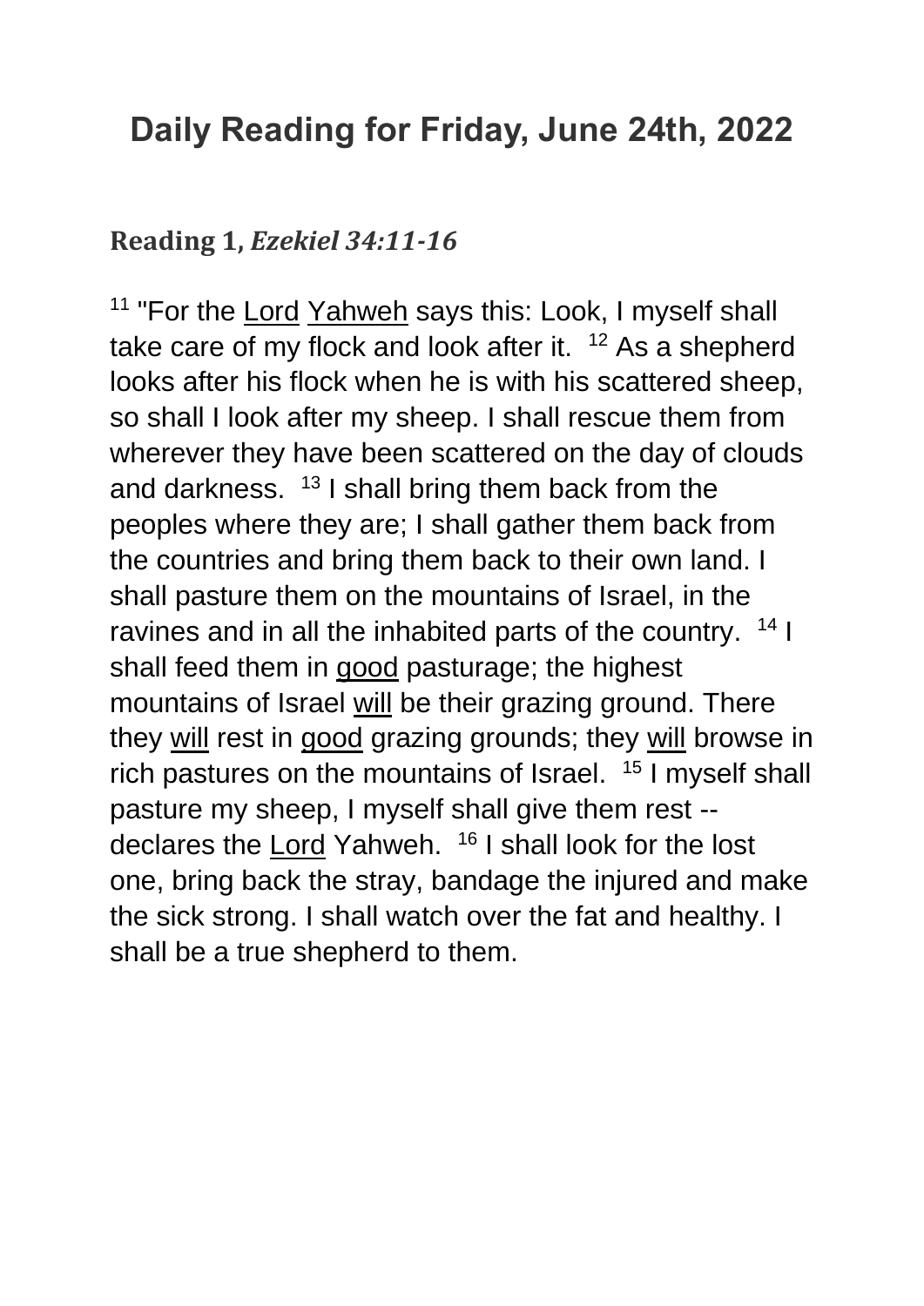# Daily Reading for Friday, June 24th, 2022

## **Reading 1,** ***Ezekiel 34:11-16***

[11] "For the Lord Yahweh says this: Look, I myself shall take care of my flock and look after it. [12] As a shepherd looks after his flock when he is with his scattered sheep, so shall I look after my sheep. I shall rescue them from wherever they have been scattered on the day of clouds and darkness. [13] I shall bring them back from the peoples where they are; I shall gather them back from the countries and bring them back to their own land. I shall pasture them on the mountains of Israel, in the ravines and in all the inhabited parts of the country. [14] I shall feed them in good pasturage; the highest mountains of Israel will be their grazing ground. There they will rest in good grazing grounds; they will browse in rich pastures on the mountains of Israel. [15] I myself shall pasture my sheep, I myself shall give them rest -- declares the Lord Yahweh. [16] I shall look for the lost one, bring back the stray, bandage the injured and make the sick strong. I shall watch over the fat and healthy. I shall be a true shepherd to them.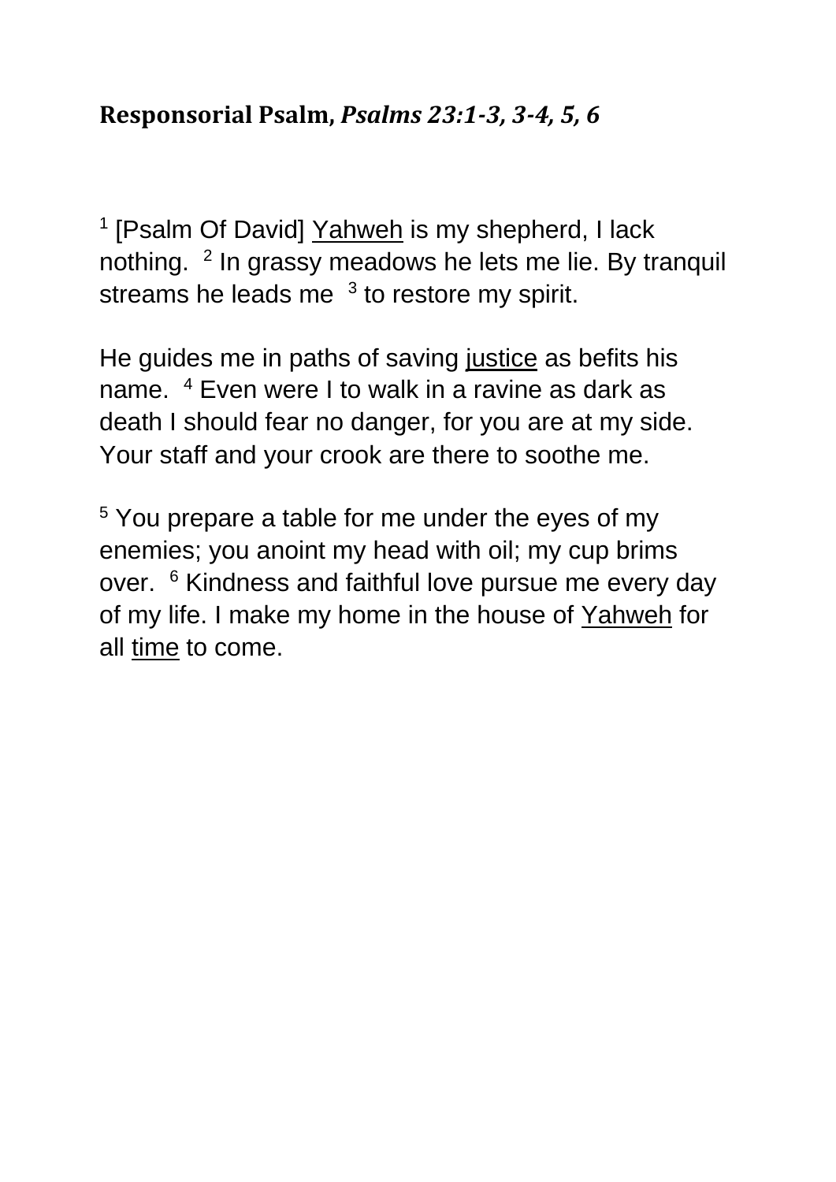**Responsorial Psalm, *Psalms 23:1-3, 3-4, 5, 6***

[1] [Psalm Of David] Yahweh is my shepherd, I lack nothing. [2] In grassy meadows he lets me lie. By tranquil streams he leads me [3] to restore my spirit.

He guides me in paths of saving justice as befits his name. [4] Even were I to walk in a ravine as dark as death I should fear no danger, for you are at my side. Your staff and your crook are there to soothe me.

[5] You prepare a table for me under the eyes of my enemies; you anoint my head with oil; my cup brims over. [6] Kindness and faithful love pursue me every day of my life. I make my home in the house of Yahweh for all time to come.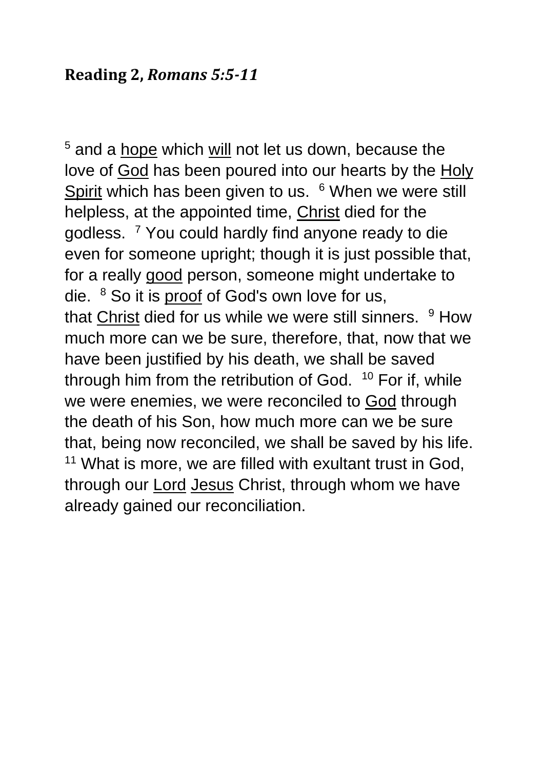**Reading 2, *Romans 5:5-11***

[5] and a hope which will not let us down, because the love of God has been poured into our hearts by the Holy Spirit which has been given to us. [6] When we were still helpless, at the appointed time, Christ died for the godless. [7] You could hardly find anyone ready to die even for someone upright; though it is just possible that, for a really good person, someone might undertake to die. [8] So it is proof of God's own love for us, that Christ died for us while we were still sinners. [9] How much more can we be sure, therefore, that, now that we have been justified by his death, we shall be saved through him from the retribution of God. [10] For if, while we were enemies, we were reconciled to God through the death of his Son, how much more can we be sure that, being now reconciled, we shall be saved by his life. [11] What is more, we are filled with exultant trust in God, through our Lord Jesus Christ, through whom we have already gained our reconciliation.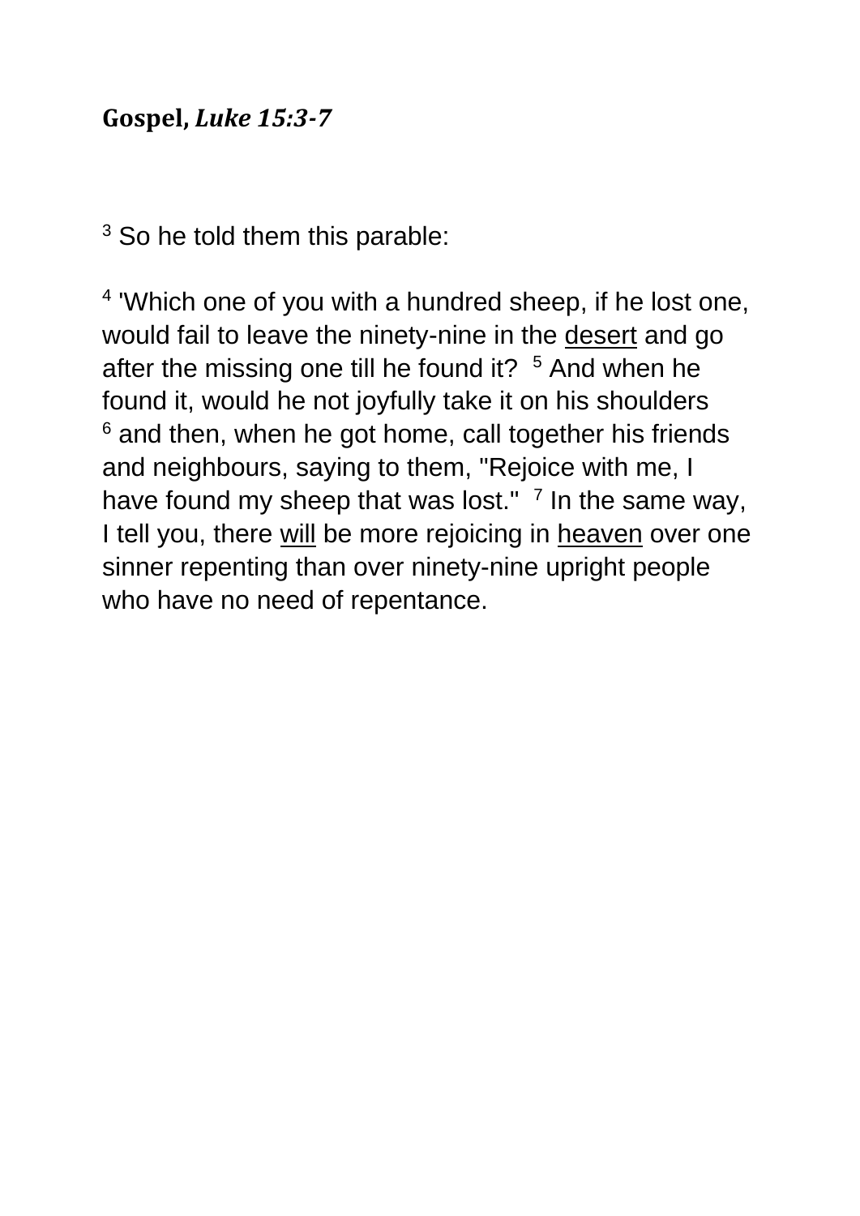**Gospel, *Luke 15:3-7***

[3] So he told them this parable:

[4] 'Which one of you with a hundred sheep, if he lost one, would fail to leave the ninety-nine in the <u>desert</u> and go after the missing one till he found it? [5] And when he found it, would he not joyfully take it on his shoulders [6] and then, when he got home, call together his friends and neighbours, saying to them, "Rejoice with me, I have found my sheep that was lost." [7] In the same way, I tell you, there <u>will</u> be more rejoicing in <u>heaven</u> over one sinner repenting than over ninety-nine upright people who have no need of repentance.